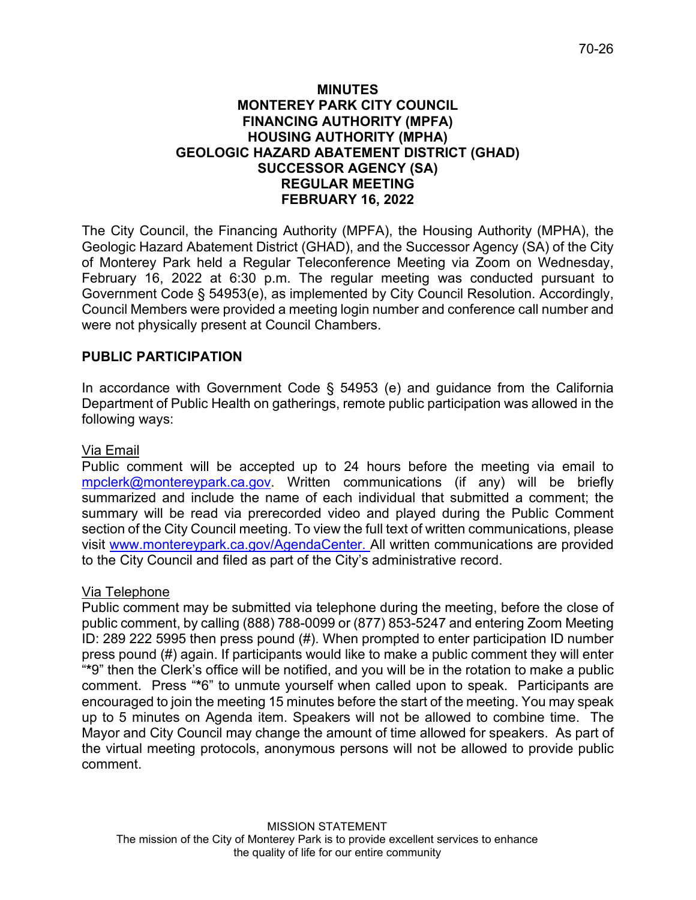# MINUTES
# MONTEREY PARK CITY COUNCIL
# FINANCING AUTHORITY (MPFA)
# HOUSING AUTHORITY (MPHA)
# GEOLOGIC HAZARD ABATEMENT DISTRICT (GHAD)
# SUCCESSOR AGENCY (SA)
# REGULAR MEETING
# FEBRUARY 16, 2022

The City Council, the Financing Authority (MPFA), the Housing Authority (MPHA), the Geologic Hazard Abatement District (GHAD), and the Successor Agency (SA) of the City of Monterey Park held a Regular Teleconference Meeting via Zoom on Wednesday, February 16, 2022 at 6:30 p.m. The regular meeting was conducted pursuant to Government Code § 54953(e), as implemented by City Council Resolution. Accordingly, Council Members were provided a meeting login number and conference call number and were not physically present at Council Chambers.

## PUBLIC PARTICIPATION

In accordance with Government Code § 54953 (e) and guidance from the California Department of Public Health on gatherings, remote public participation was allowed in the following ways:

Via Email

Public comment will be accepted up to 24 hours before the meeting via email to mpclerk@montereypark.ca.gov. Written communications (if any) will be briefly summarized and include the name of each individual that submitted a comment; the summary will be read via prerecorded video and played during the Public Comment section of the City Council meeting. To view the full text of written communications, please visit www.montereypark.ca.gov/AgendaCenter. All written communications are provided to the City Council and filed as part of the City's administrative record.

Via Telephone

Public comment may be submitted via telephone during the meeting, before the close of public comment, by calling (888) 788-0099 or (877) 853-5247 and entering Zoom Meeting ID: 289 222 5995 then press pound (#). When prompted to enter participation ID number press pound (#) again. If participants would like to make a public comment they will enter "*9" then the Clerk's office will be notified, and you will be in the rotation to make a public comment. Press "*6" to unmute yourself when called upon to speak. Participants are encouraged to join the meeting 15 minutes before the start of the meeting. You may speak up to 5 minutes on Agenda item. Speakers will not be allowed to combine time. The Mayor and City Council may change the amount of time allowed for speakers. As part of the virtual meeting protocols, anonymous persons will not be allowed to provide public comment.

MISSION STATEMENT
The mission of the City of Monterey Park is to provide excellent services to enhance the quality of life for our entire community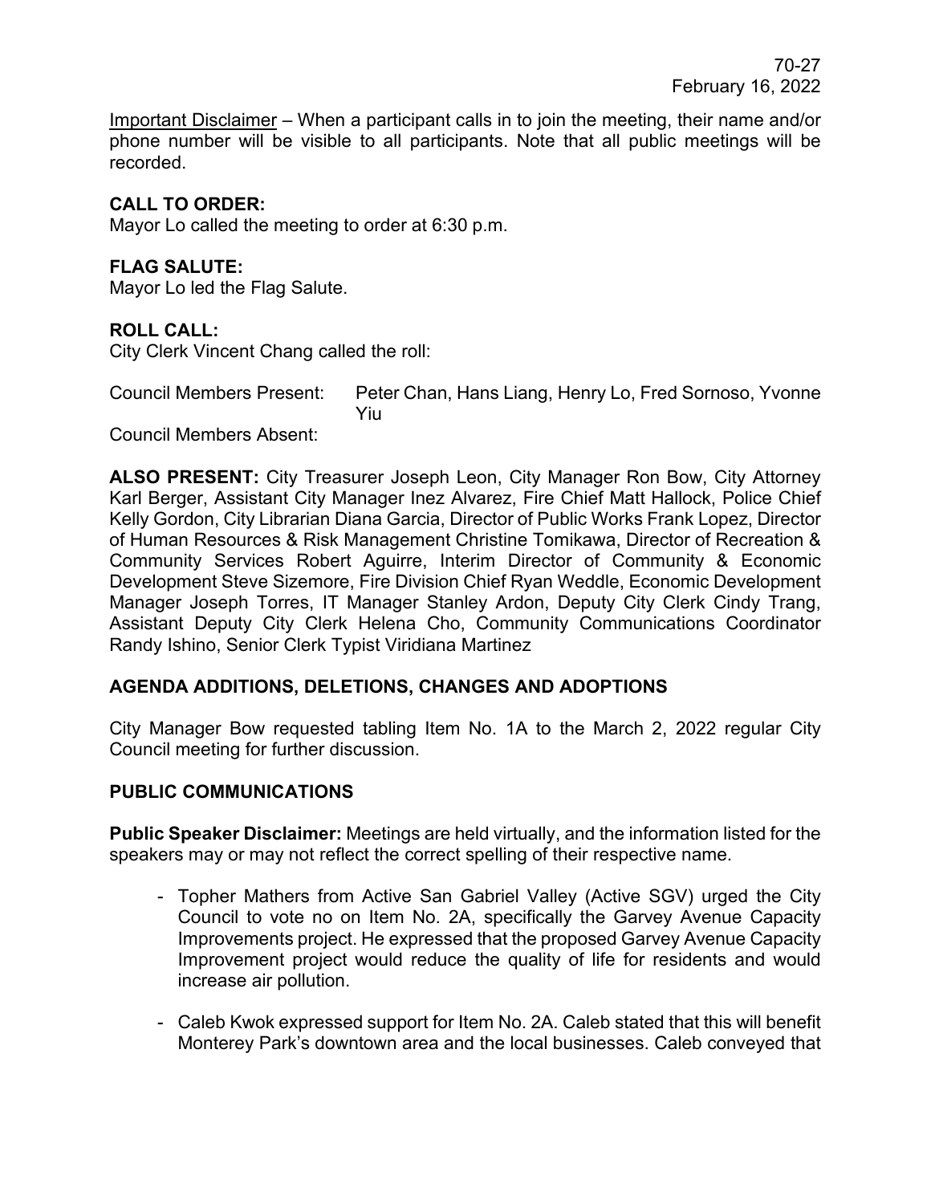Important Disclaimer – When a participant calls in to join the meeting, their name and/or phone number will be visible to all participants. Note that all public meetings will be recorded.

**CALL TO ORDER:**
Mayor Lo called the meeting to order at 6:30 p.m.

**FLAG SALUTE:**
Mayor Lo led the Flag Salute.

**ROLL CALL:**
City Clerk Vincent Chang called the roll:

Council Members Present: Peter Chan, Hans Liang, Henry Lo, Fred Sornoso, Yvonne Yiu

Council Members Absent:

**ALSO PRESENT:** City Treasurer Joseph Leon, City Manager Ron Bow, City Attorney Karl Berger, Assistant City Manager Inez Alvarez, Fire Chief Matt Hallock, Police Chief Kelly Gordon, City Librarian Diana Garcia, Director of Public Works Frank Lopez, Director of Human Resources & Risk Management Christine Tomikawa, Director of Recreation & Community Services Robert Aguirre, Interim Director of Community & Economic Development Steve Sizemore, Fire Division Chief Ryan Weddle, Economic Development Manager Joseph Torres, IT Manager Stanley Ardon, Deputy City Clerk Cindy Trang, Assistant Deputy City Clerk Helena Cho, Community Communications Coordinator Randy Ishino, Senior Clerk Typist Viridiana Martinez

**AGENDA ADDITIONS, DELETIONS, CHANGES AND ADOPTIONS**

City Manager Bow requested tabling Item No. 1A to the March 2, 2022 regular City Council meeting for further discussion.

**PUBLIC COMMUNICATIONS**

**Public Speaker Disclaimer:** Meetings are held virtually, and the information listed for the speakers may or may not reflect the correct spelling of their respective name.

- Topher Mathers from Active San Gabriel Valley (Active SGV) urged the City Council to vote no on Item No. 2A, specifically the Garvey Avenue Capacity Improvements project. He expressed that the proposed Garvey Avenue Capacity Improvement project would reduce the quality of life for residents and would increase air pollution.

- Caleb Kwok expressed support for Item No. 2A. Caleb stated that this will benefit Monterey Park's downtown area and the local businesses. Caleb conveyed that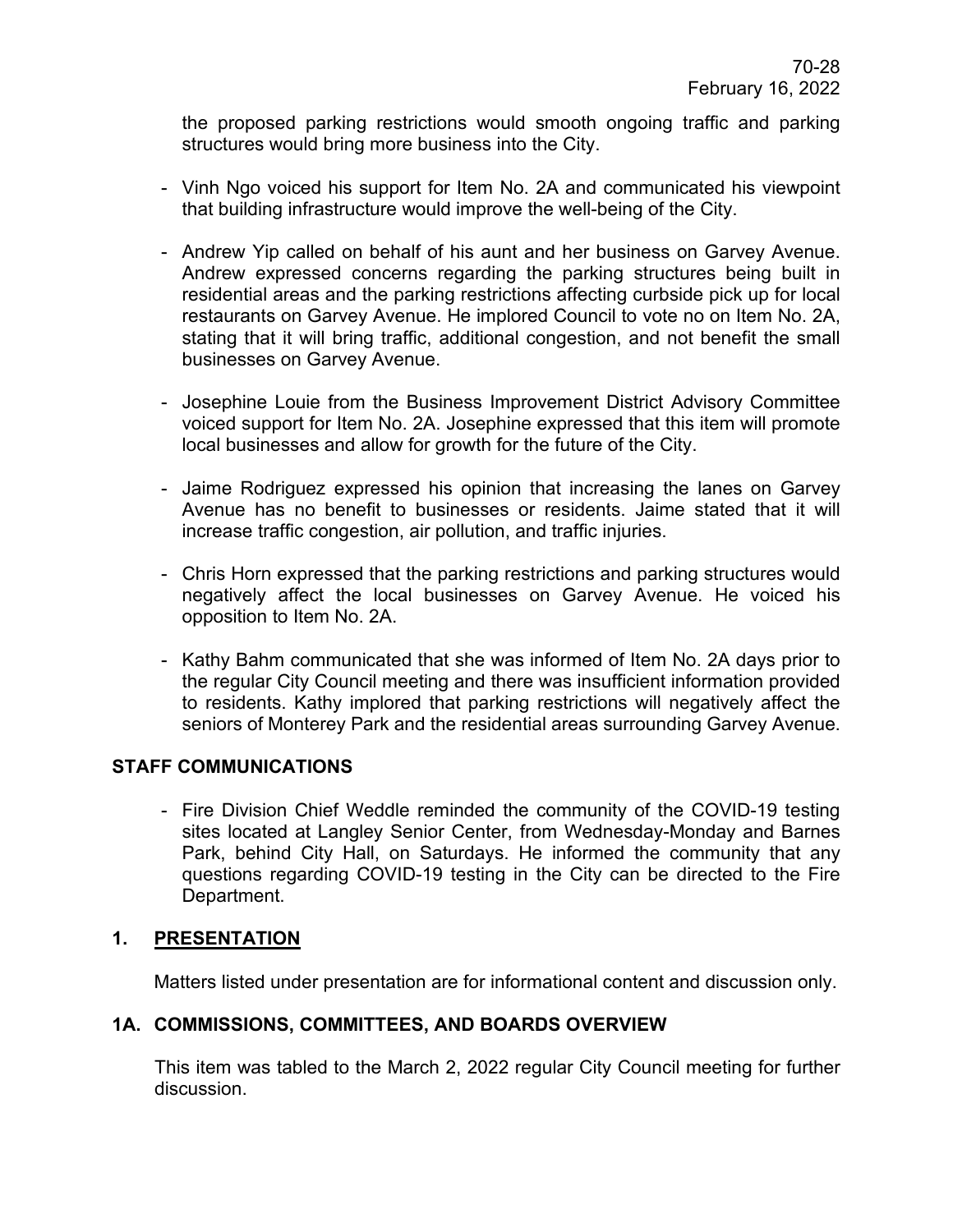the proposed parking restrictions would smooth ongoing traffic and parking structures would bring more business into the City.

- Vinh Ngo voiced his support for Item No. 2A and communicated his viewpoint that building infrastructure would improve the well-being of the City.

- Andrew Yip called on behalf of his aunt and her business on Garvey Avenue. Andrew expressed concerns regarding the parking structures being built in residential areas and the parking restrictions affecting curbside pick up for local restaurants on Garvey Avenue. He implored Council to vote no on Item No. 2A, stating that it will bring traffic, additional congestion, and not benefit the small businesses on Garvey Avenue.

- Josephine Louie from the Business Improvement District Advisory Committee voiced support for Item No. 2A. Josephine expressed that this item will promote local businesses and allow for growth for the future of the City.

- Jaime Rodriguez expressed his opinion that increasing the lanes on Garvey Avenue has no benefit to businesses or residents. Jaime stated that it will increase traffic congestion, air pollution, and traffic injuries.

- Chris Horn expressed that the parking restrictions and parking structures would negatively affect the local businesses on Garvey Avenue. He voiced his opposition to Item No. 2A.

- Kathy Bahm communicated that she was informed of Item No. 2A days prior to the regular City Council meeting and there was insufficient information provided to residents. Kathy implored that parking restrictions will negatively affect the seniors of Monterey Park and the residential areas surrounding Garvey Avenue.

## STAFF COMMUNICATIONS

- Fire Division Chief Weddle reminded the community of the COVID-19 testing sites located at Langley Senior Center, from Wednesday-Monday and Barnes Park, behind City Hall, on Saturdays. He informed the community that any questions regarding COVID-19 testing in the City can be directed to the Fire Department.

## 1. PRESENTATION

Matters listed under presentation are for informational content and discussion only.

## 1A. COMMISSIONS, COMMITTEES, AND BOARDS OVERVIEW

This item was tabled to the March 2, 2022 regular City Council meeting for further discussion.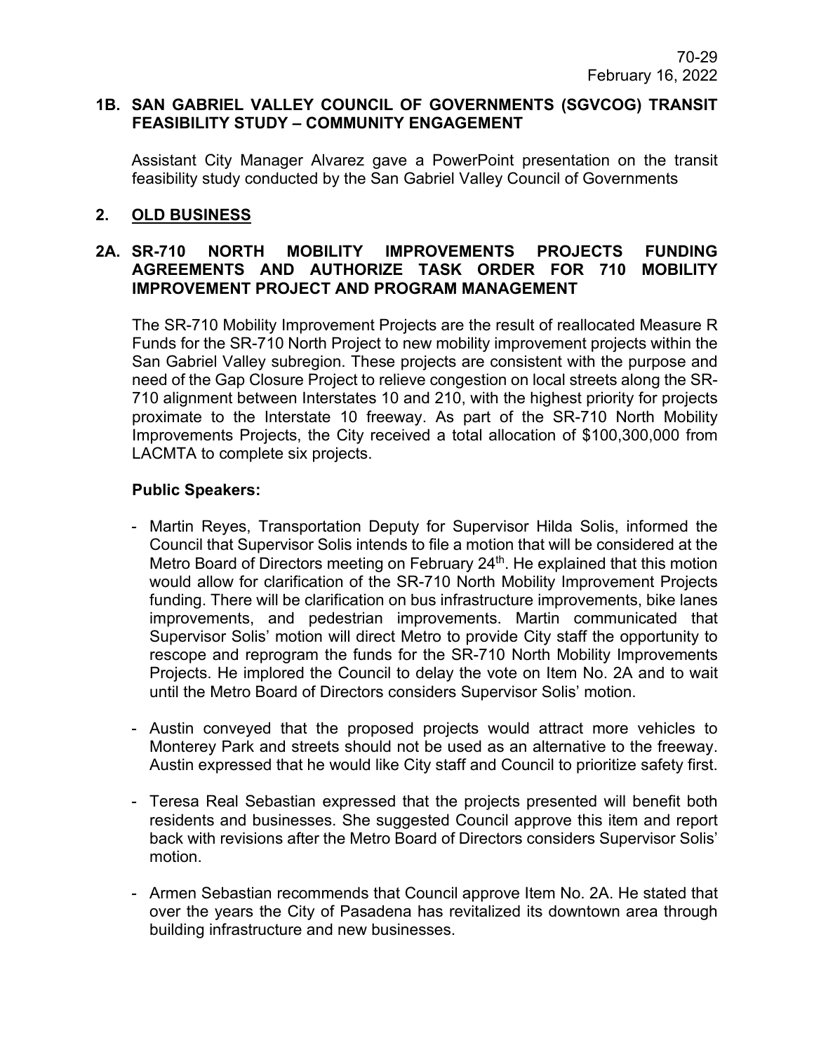### 1B. SAN GABRIEL VALLEY COUNCIL OF GOVERNMENTS (SGVCOG) TRANSIT FEASIBILITY STUDY – COMMUNITY ENGAGEMENT

Assistant City Manager Alvarez gave a PowerPoint presentation on the transit feasibility study conducted by the San Gabriel Valley Council of Governments

## 2. OLD BUSINESS

### 2A. SR-710 NORTH MOBILITY IMPROVEMENTS PROJECTS FUNDING AGREEMENTS AND AUTHORIZE TASK ORDER FOR 710 MOBILITY IMPROVEMENT PROJECT AND PROGRAM MANAGEMENT

The SR-710 Mobility Improvement Projects are the result of reallocated Measure R Funds for the SR-710 North Project to new mobility improvement projects within the San Gabriel Valley subregion. These projects are consistent with the purpose and need of the Gap Closure Project to relieve congestion on local streets along the SR-710 alignment between Interstates 10 and 210, with the highest priority for projects proximate to the Interstate 10 freeway. As part of the SR-710 North Mobility Improvements Projects, the City received a total allocation of $100,300,000 from LACMTA to complete six projects.

**Public Speakers:**

- Martin Reyes, Transportation Deputy for Supervisor Hilda Solis, informed the Council that Supervisor Solis intends to file a motion that will be considered at the Metro Board of Directors meeting on February 24th. He explained that this motion would allow for clarification of the SR-710 North Mobility Improvement Projects funding. There will be clarification on bus infrastructure improvements, bike lanes improvements, and pedestrian improvements. Martin communicated that Supervisor Solis' motion will direct Metro to provide City staff the opportunity to rescope and reprogram the funds for the SR-710 North Mobility Improvements Projects. He implored the Council to delay the vote on Item No. 2A and to wait until the Metro Board of Directors considers Supervisor Solis' motion.

- Austin conveyed that the proposed projects would attract more vehicles to Monterey Park and streets should not be used as an alternative to the freeway. Austin expressed that he would like City staff and Council to prioritize safety first.

- Teresa Real Sebastian expressed that the projects presented will benefit both residents and businesses. She suggested Council approve this item and report back with revisions after the Metro Board of Directors considers Supervisor Solis' motion.

- Armen Sebastian recommends that Council approve Item No. 2A. He stated that over the years the City of Pasadena has revitalized its downtown area through building infrastructure and new businesses.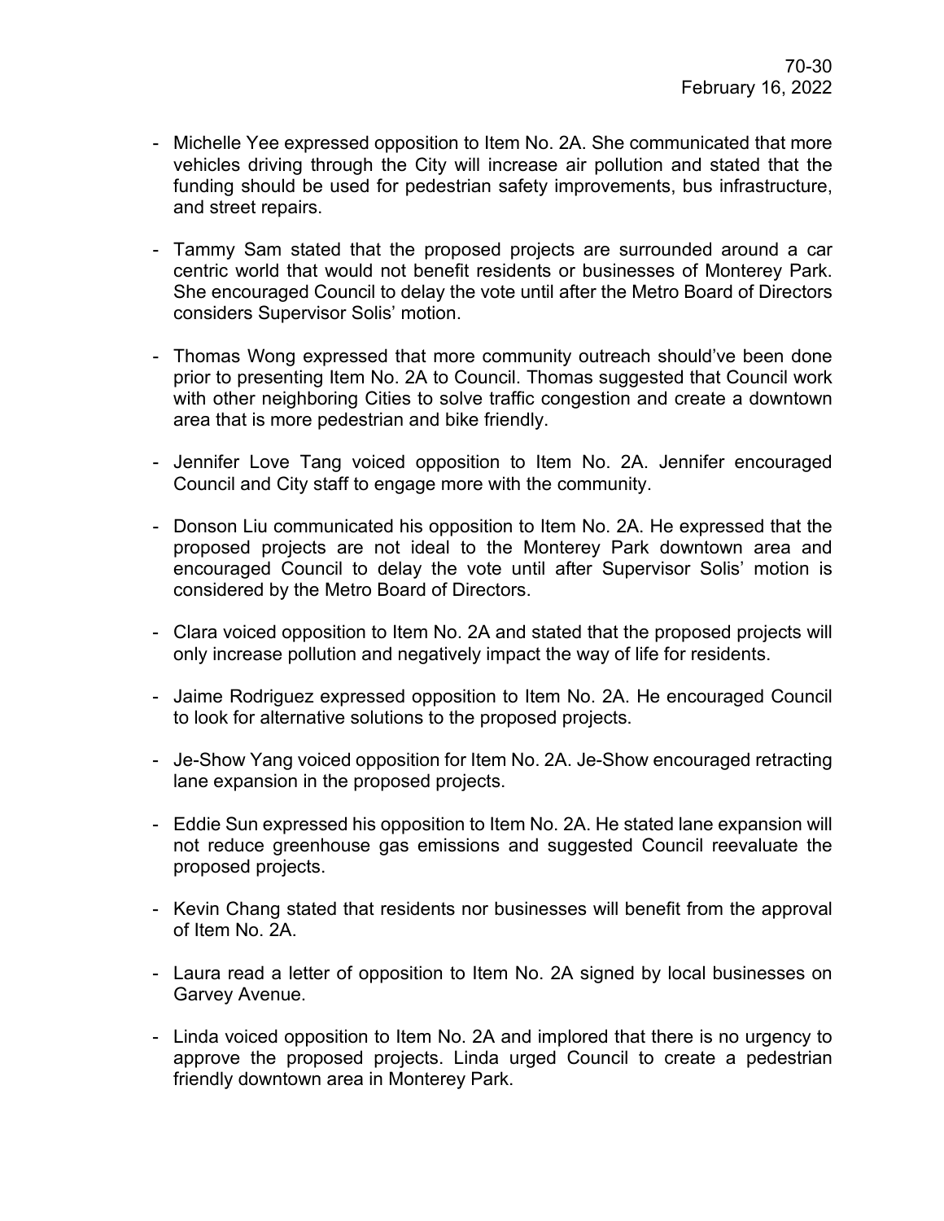- Michelle Yee expressed opposition to Item No. 2A. She communicated that more vehicles driving through the City will increase air pollution and stated that the funding should be used for pedestrian safety improvements, bus infrastructure, and street repairs.

- Tammy Sam stated that the proposed projects are surrounded around a car centric world that would not benefit residents or businesses of Monterey Park. She encouraged Council to delay the vote until after the Metro Board of Directors considers Supervisor Solis' motion.

- Thomas Wong expressed that more community outreach should've been done prior to presenting Item No. 2A to Council. Thomas suggested that Council work with other neighboring Cities to solve traffic congestion and create a downtown area that is more pedestrian and bike friendly.

- Jennifer Love Tang voiced opposition to Item No. 2A. Jennifer encouraged Council and City staff to engage more with the community.

- Donson Liu communicated his opposition to Item No. 2A. He expressed that the proposed projects are not ideal to the Monterey Park downtown area and encouraged Council to delay the vote until after Supervisor Solis' motion is considered by the Metro Board of Directors.

- Clara voiced opposition to Item No. 2A and stated that the proposed projects will only increase pollution and negatively impact the way of life for residents.

- Jaime Rodriguez expressed opposition to Item No. 2A. He encouraged Council to look for alternative solutions to the proposed projects.

- Je-Show Yang voiced opposition for Item No. 2A. Je-Show encouraged retracting lane expansion in the proposed projects.

- Eddie Sun expressed his opposition to Item No. 2A. He stated lane expansion will not reduce greenhouse gas emissions and suggested Council reevaluate the proposed projects.

- Kevin Chang stated that residents nor businesses will benefit from the approval of Item No. 2A.

- Laura read a letter of opposition to Item No. 2A signed by local businesses on Garvey Avenue.

- Linda voiced opposition to Item No. 2A and implored that there is no urgency to approve the proposed projects. Linda urged Council to create a pedestrian friendly downtown area in Monterey Park.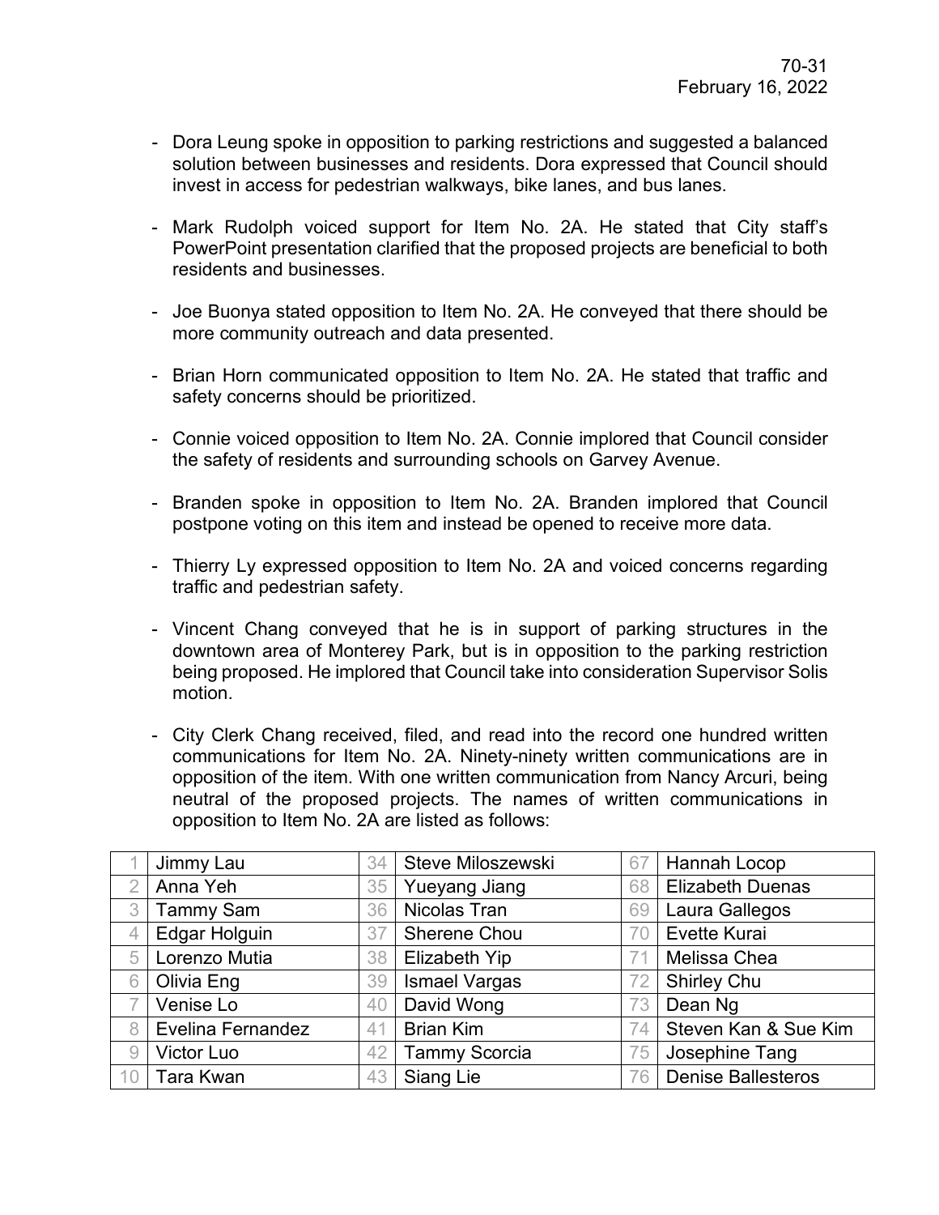- Dora Leung spoke in opposition to parking restrictions and suggested a balanced solution between businesses and residents. Dora expressed that Council should invest in access for pedestrian walkways, bike lanes, and bus lanes.

- Mark Rudolph voiced support for Item No. 2A. He stated that City staff's PowerPoint presentation clarified that the proposed projects are beneficial to both residents and businesses.

- Joe Buonya stated opposition to Item No. 2A. He conveyed that there should be more community outreach and data presented.

- Brian Horn communicated opposition to Item No. 2A. He stated that traffic and safety concerns should be prioritized.

- Connie voiced opposition to Item No. 2A. Connie implored that Council consider the safety of residents and surrounding schools on Garvey Avenue.

- Branden spoke in opposition to Item No. 2A. Branden implored that Council postpone voting on this item and instead be opened to receive more data.

- Thierry Ly expressed opposition to Item No. 2A and voiced concerns regarding traffic and pedestrian safety.

- Vincent Chang conveyed that he is in support of parking structures in the downtown area of Monterey Park, but is in opposition to the parking restriction being proposed. He implored that Council take into consideration Supervisor Solis motion.

- City Clerk Chang received, filed, and read into the record one hundred written communications for Item No. 2A. Ninety-ninety written communications are in opposition of the item. With one written communication from Nancy Arcuri, being neutral of the proposed projects. The names of written communications in opposition to Item No. 2A are listed as follows:

| | | | | | |
|---|---|---|---|---|---|
| 1 | Jimmy Lau | 34 | Steve Miloszewski | 67 | Hannah Locop |
| 2 | Anna Yeh | 35 | Yueyang Jiang | 68 | Elizabeth Duenas |
| 3 | Tammy Sam | 36 | Nicolas Tran | 69 | Laura Gallegos |
| 4 | Edgar Holguin | 37 | Sherene Chou | 70 | Evette Kurai |
| 5 | Lorenzo Mutia | 38 | Elizabeth Yip | 71 | Melissa Chea |
| 6 | Olivia Eng | 39 | Ismael Vargas | 72 | Shirley Chu |
| 7 | Venise Lo | 40 | David Wong | 73 | Dean Ng |
| 8 | Evelina Fernandez | 41 | Brian Kim | 74 | Steven Kan & Sue Kim |
| 9 | Victor Luo | 42 | Tammy Scorcia | 75 | Josephine Tang |
| 10 | Tara Kwan | 43 | Siang Lie | 76 | Denise Ballesteros |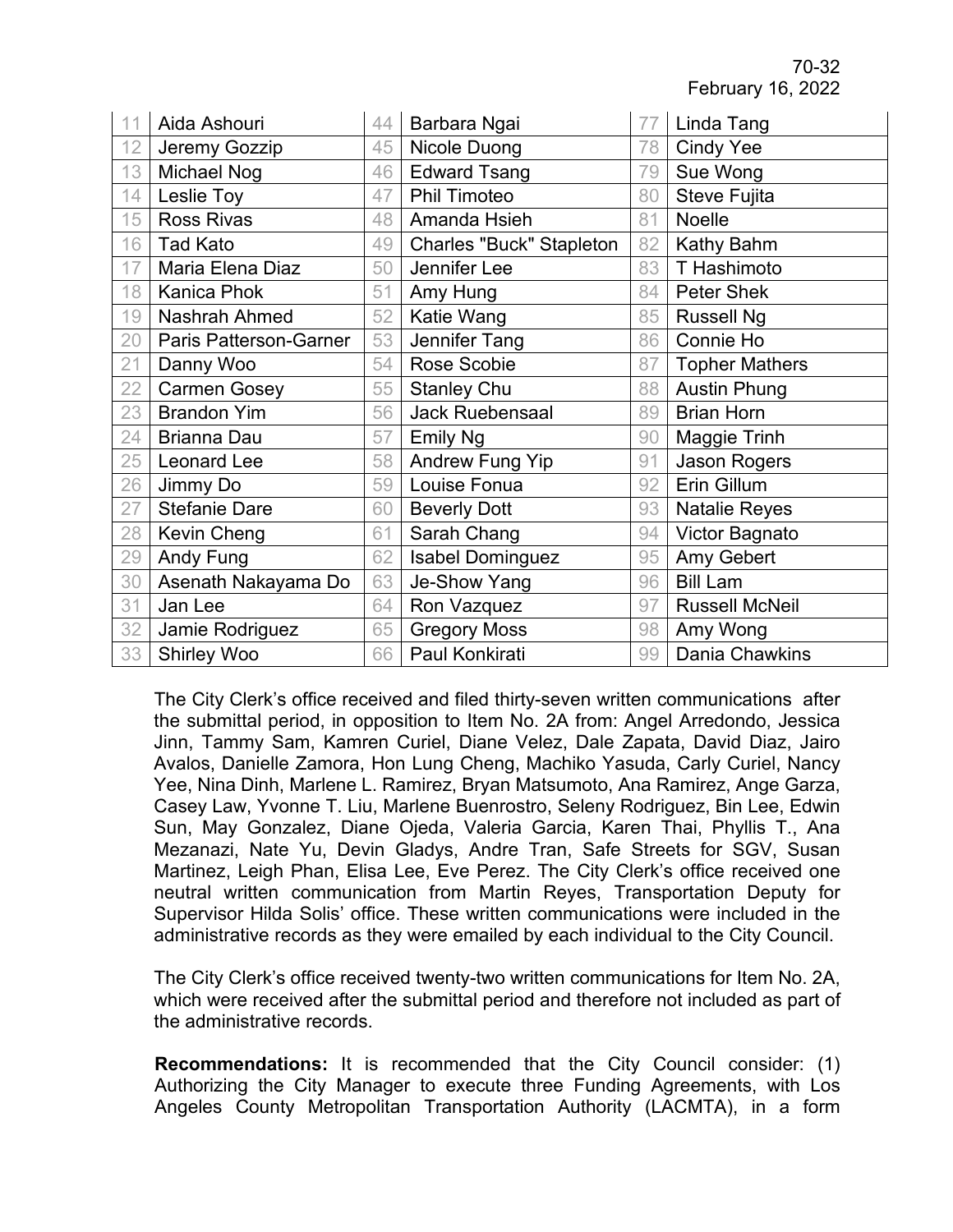| | | | | | | | |
|---|---|---|---|---|---|---|---|
| 11 | Aida Ashouri | 44 | Barbara Ngai | 77 | Linda Tang |
| 12 | Jeremy Gozzip | 45 | Nicole Duong | 78 | Cindy Yee |
| 13 | Michael Nog | 46 | Edward Tsang | 79 | Sue Wong |
| 14 | Leslie Toy | 47 | Phil Timoteo | 80 | Steve Fujita |
| 15 | Ross Rivas | 48 | Amanda Hsieh | 81 | Noelle |
| 16 | Tad Kato | 49 | Charles "Buck" Stapleton | 82 | Kathy Bahm |
| 17 | Maria Elena Diaz | 50 | Jennifer Lee | 83 | T Hashimoto |
| 18 | Kanica Phok | 51 | Amy Hung | 84 | Peter Shek |
| 19 | Nashrah Ahmed | 52 | Katie Wang | 85 | Russell Ng |
| 20 | Paris Patterson-Garner | 53 | Jennifer Tang | 86 | Connie Ho |
| 21 | Danny Woo | 54 | Rose Scobie | 87 | Topher Mathers |
| 22 | Carmen Gosey | 55 | Stanley Chu | 88 | Austin Phung |
| 23 | Brandon Yim | 56 | Jack Ruebensaal | 89 | Brian Horn |
| 24 | Brianna Dau | 57 | Emily Ng | 90 | Maggie Trinh |
| 25 | Leonard Lee | 58 | Andrew Fung Yip | 91 | Jason Rogers |
| 26 | Jimmy Do | 59 | Louise Fonua | 92 | Erin Gillum |
| 27 | Stefanie Dare | 60 | Beverly Dott | 93 | Natalie Reyes |
| 28 | Kevin Cheng | 61 | Sarah Chang | 94 | Victor Bagnato |
| 29 | Andy Fung | 62 | Isabel Dominguez | 95 | Amy Gebert |
| 30 | Asenath Nakayama Do | 63 | Je-Show Yang | 96 | Bill Lam |
| 31 | Jan Lee | 64 | Ron Vazquez | 97 | Russell McNeil |
| 32 | Jamie Rodriguez | 65 | Gregory Moss | 98 | Amy Wong |
| 33 | Shirley Woo | 66 | Paul Konkirati | 99 | Dania Chawkins |

The City Clerk's office received and filed thirty-seven written communications after the submittal period, in opposition to Item No. 2A from: Angel Arredondo, Jessica Jinn, Tammy Sam, Kamren Curiel, Diane Velez, Dale Zapata, David Diaz, Jairo Avalos, Danielle Zamora, Hon Lung Cheng, Machiko Yasuda, Carly Curiel, Nancy Yee, Nina Dinh, Marlene L. Ramirez, Bryan Matsumoto, Ana Ramirez, Ange Garza, Casey Law, Yvonne T. Liu, Marlene Buenrostro, Seleny Rodriguez, Bin Lee, Edwin Sun, May Gonzalez, Diane Ojeda, Valeria Garcia, Karen Thai, Phyllis T., Ana Mezanazi, Nate Yu, Devin Gladys, Andre Tran, Safe Streets for SGV, Susan Martinez, Leigh Phan, Elisa Lee, Eve Perez. The City Clerk's office received one neutral written communication from Martin Reyes, Transportation Deputy for Supervisor Hilda Solis' office. These written communications were included in the administrative records as they were emailed by each individual to the City Council.

The City Clerk's office received twenty-two written communications for Item No. 2A, which were received after the submittal period and therefore not included as part of the administrative records.

**Recommendations:** It is recommended that the City Council consider: (1) Authorizing the City Manager to execute three Funding Agreements, with Los Angeles County Metropolitan Transportation Authority (LACMTA), in a form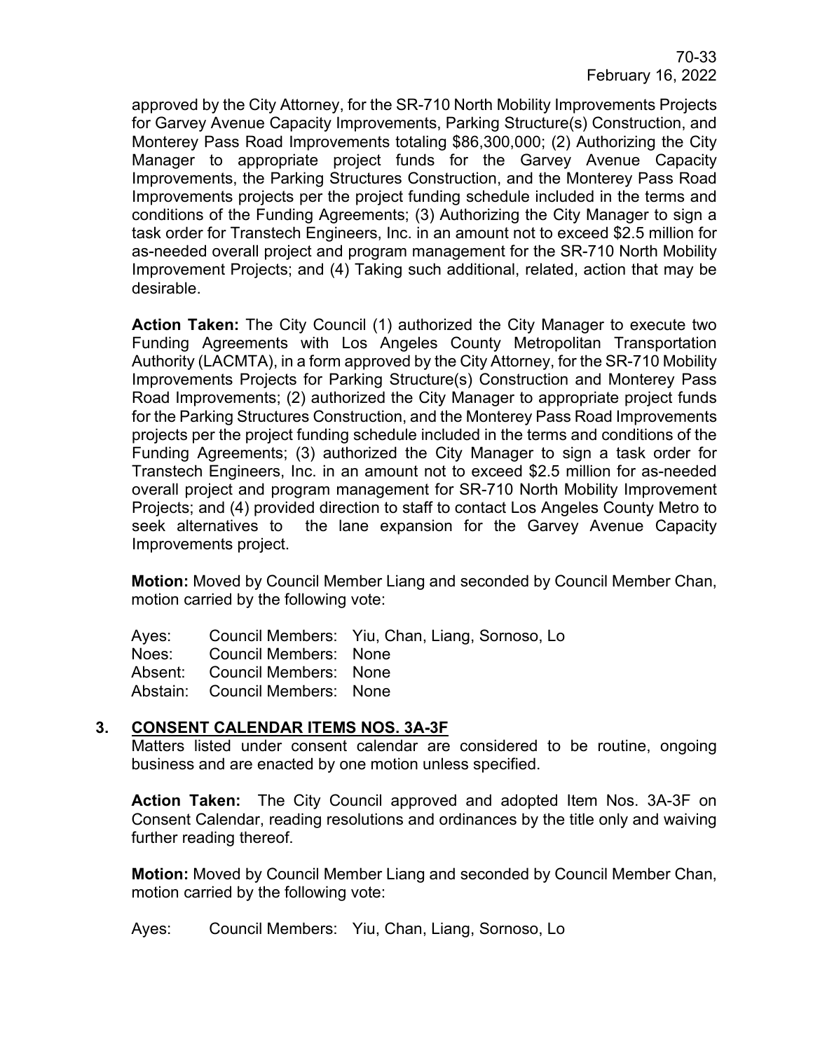approved by the City Attorney, for the SR-710 North Mobility Improvements Projects for Garvey Avenue Capacity Improvements, Parking Structure(s) Construction, and Monterey Pass Road Improvements totaling $86,300,000; (2) Authorizing the City Manager to appropriate project funds for the Garvey Avenue Capacity Improvements, the Parking Structures Construction, and the Monterey Pass Road Improvements projects per the project funding schedule included in the terms and conditions of the Funding Agreements; (3) Authorizing the City Manager to sign a task order for Transtech Engineers, Inc. in an amount not to exceed $2.5 million for as-needed overall project and program management for the SR-710 North Mobility Improvement Projects; and (4) Taking such additional, related, action that may be desirable.

**Action Taken:** The City Council (1) authorized the City Manager to execute two Funding Agreements with Los Angeles County Metropolitan Transportation Authority (LACMTA), in a form approved by the City Attorney, for the SR-710 Mobility Improvements Projects for Parking Structure(s) Construction and Monterey Pass Road Improvements; (2) authorized the City Manager to appropriate project funds for the Parking Structures Construction, and the Monterey Pass Road Improvements projects per the project funding schedule included in the terms and conditions of the Funding Agreements; (3) authorized the City Manager to sign a task order for Transtech Engineers, Inc. in an amount not to exceed $2.5 million for as-needed overall project and program management for SR-710 North Mobility Improvement Projects; and (4) provided direction to staff to contact Los Angeles County Metro to seek alternatives to the lane expansion for the Garvey Avenue Capacity Improvements project.

**Motion:** Moved by Council Member Liang and seconded by Council Member Chan, motion carried by the following vote:

Ayes: Council Members: Yiu, Chan, Liang, Sornoso, Lo
Noes: Council Members: None
Absent: Council Members: None
Abstain: Council Members: None

## 3. CONSENT CALENDAR ITEMS NOS. 3A-3F

Matters listed under consent calendar are considered to be routine, ongoing business and are enacted by one motion unless specified.

**Action Taken:** The City Council approved and adopted Item Nos. 3A-3F on Consent Calendar, reading resolutions and ordinances by the title only and waiving further reading thereof.

**Motion:** Moved by Council Member Liang and seconded by Council Member Chan, motion carried by the following vote:

Ayes: Council Members: Yiu, Chan, Liang, Sornoso, Lo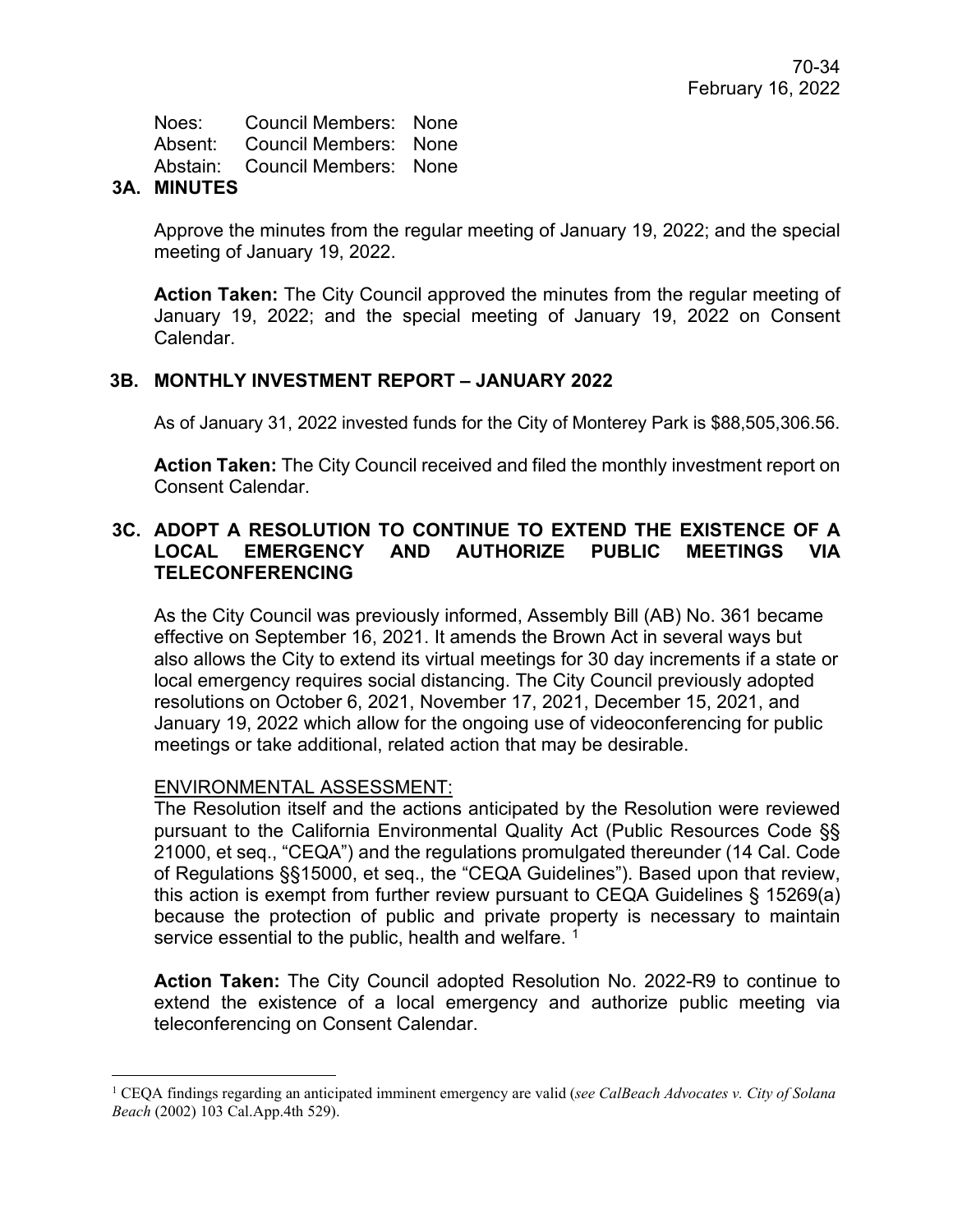Noes: Council Members: None
Absent: Council Members: None
Abstain: Council Members: None

## 3A. MINUTES

Approve the minutes from the regular meeting of January 19, 2022; and the special meeting of January 19, 2022.

**Action Taken:** The City Council approved the minutes from the regular meeting of January 19, 2022; and the special meeting of January 19, 2022 on Consent Calendar.

## 3B. MONTHLY INVESTMENT REPORT – JANUARY 2022

As of January 31, 2022 invested funds for the City of Monterey Park is $88,505,306.56.

**Action Taken:** The City Council received and filed the monthly investment report on Consent Calendar.

## 3C. ADOPT A RESOLUTION TO CONTINUE TO EXTEND THE EXISTENCE OF A LOCAL EMERGENCY AND AUTHORIZE PUBLIC MEETINGS VIA TELECONFERENCING

As the City Council was previously informed, Assembly Bill (AB) No. 361 became effective on September 16, 2021. It amends the Brown Act in several ways but also allows the City to extend its virtual meetings for 30 day increments if a state or local emergency requires social distancing. The City Council previously adopted resolutions on October 6, 2021, November 17, 2021, December 15, 2021, and January 19, 2022 which allow for the ongoing use of videoconferencing for public meetings or take additional, related action that may be desirable.

ENVIRONMENTAL ASSESSMENT:
The Resolution itself and the actions anticipated by the Resolution were reviewed pursuant to the California Environmental Quality Act (Public Resources Code §§ 21000, et seq., "CEQA") and the regulations promulgated thereunder (14 Cal. Code of Regulations §§15000, et seq., the "CEQA Guidelines"). Based upon that review, this action is exempt from further review pursuant to CEQA Guidelines § 15269(a) because the protection of public and private property is necessary to maintain service essential to the public, health and welfare. [1]

**Action Taken:** The City Council adopted Resolution No. 2022-R9 to continue to extend the existence of a local emergency and authorize public meeting via teleconferencing on Consent Calendar.

---

[1] CEQA findings regarding an anticipated imminent emergency are valid (*see CalBeach Advocates v. City of Solana Beach* (2002) 103 Cal.App.4th 529).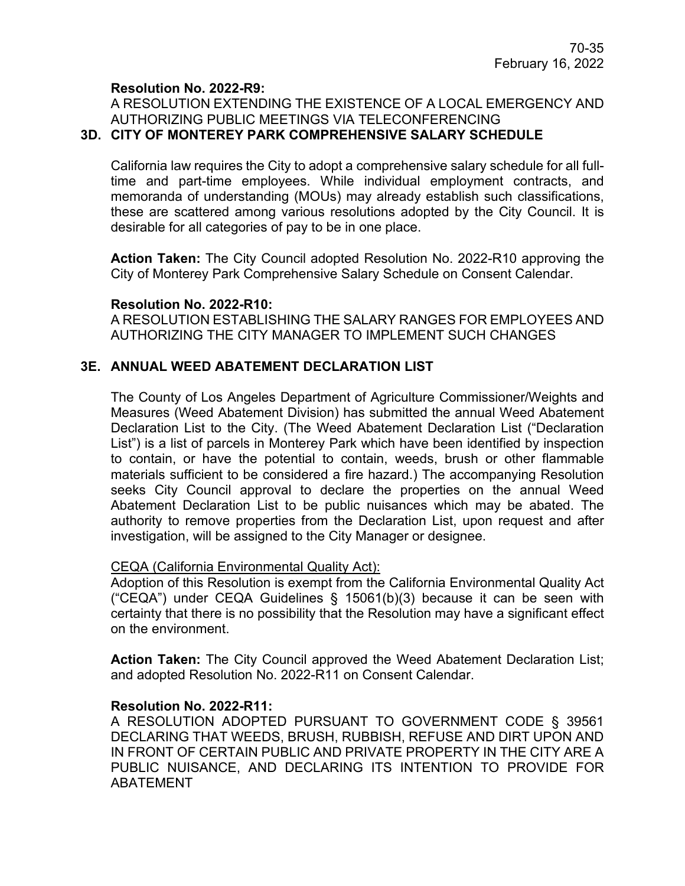**Resolution No. 2022-R9:**
A RESOLUTION EXTENDING THE EXISTENCE OF A LOCAL EMERGENCY AND AUTHORIZING PUBLIC MEETINGS VIA TELECONFERENCING

### 3D. CITY OF MONTEREY PARK COMPREHENSIVE SALARY SCHEDULE

California law requires the City to adopt a comprehensive salary schedule for all full-time and part-time employees. While individual employment contracts, and memoranda of understanding (MOUs) may already establish such classifications, these are scattered among various resolutions adopted by the City Council. It is desirable for all categories of pay to be in one place.

**Action Taken:** The City Council adopted Resolution No. 2022-R10 approving the City of Monterey Park Comprehensive Salary Schedule on Consent Calendar.

**Resolution No. 2022-R10:**
A RESOLUTION ESTABLISHING THE SALARY RANGES FOR EMPLOYEES AND AUTHORIZING THE CITY MANAGER TO IMPLEMENT SUCH CHANGES

### 3E. ANNUAL WEED ABATEMENT DECLARATION LIST

The County of Los Angeles Department of Agriculture Commissioner/Weights and Measures (Weed Abatement Division) has submitted the annual Weed Abatement Declaration List to the City. (The Weed Abatement Declaration List ("Declaration List") is a list of parcels in Monterey Park which have been identified by inspection to contain, or have the potential to contain, weeds, brush or other flammable materials sufficient to be considered a fire hazard.) The accompanying Resolution seeks City Council approval to declare the properties on the annual Weed Abatement Declaration List to be public nuisances which may be abated. The authority to remove properties from the Declaration List, upon request and after investigation, will be assigned to the City Manager or designee.

CEQA (California Environmental Quality Act):
Adoption of this Resolution is exempt from the California Environmental Quality Act ("CEQA") under CEQA Guidelines § 15061(b)(3) because it can be seen with certainty that there is no possibility that the Resolution may have a significant effect on the environment.

**Action Taken:** The City Council approved the Weed Abatement Declaration List; and adopted Resolution No. 2022-R11 on Consent Calendar.

**Resolution No. 2022-R11:**
A RESOLUTION ADOPTED PURSUANT TO GOVERNMENT CODE § 39561 DECLARING THAT WEEDS, BRUSH, RUBBISH, REFUSE AND DIRT UPON AND IN FRONT OF CERTAIN PUBLIC AND PRIVATE PROPERTY IN THE CITY ARE A PUBLIC NUISANCE, AND DECLARING ITS INTENTION TO PROVIDE FOR ABATEMENT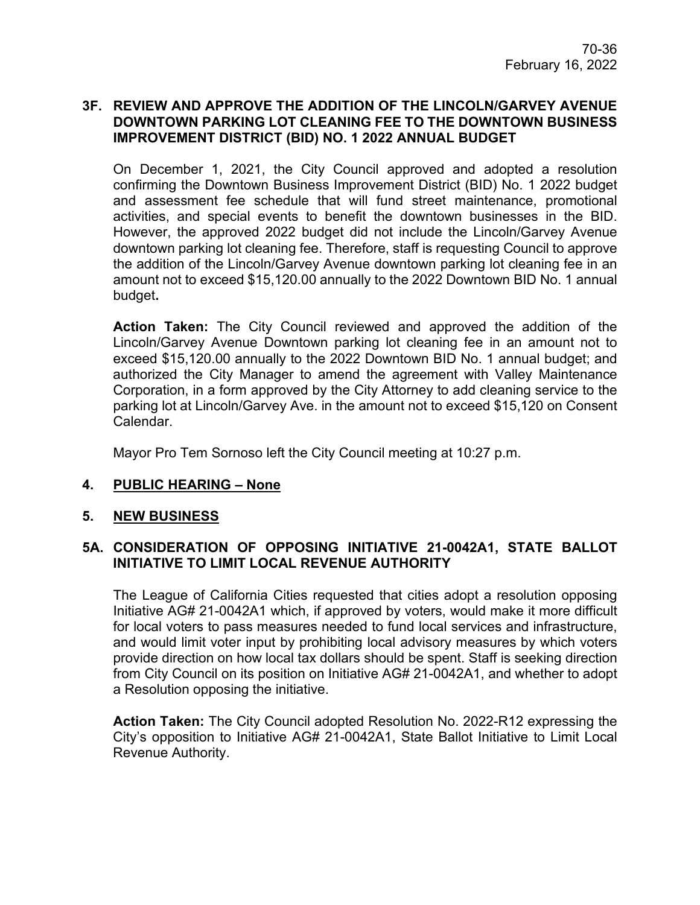### 3F. REVIEW AND APPROVE THE ADDITION OF THE LINCOLN/GARVEY AVENUE DOWNTOWN PARKING LOT CLEANING FEE TO THE DOWNTOWN BUSINESS IMPROVEMENT DISTRICT (BID) NO. 1 2022 ANNUAL BUDGET

On December 1, 2021, the City Council approved and adopted a resolution confirming the Downtown Business Improvement District (BID) No. 1 2022 budget and assessment fee schedule that will fund street maintenance, promotional activities, and special events to benefit the downtown businesses in the BID. However, the approved 2022 budget did not include the Lincoln/Garvey Avenue downtown parking lot cleaning fee. Therefore, staff is requesting Council to approve the addition of the Lincoln/Garvey Avenue downtown parking lot cleaning fee in an amount not to exceed $15,120.00 annually to the 2022 Downtown BID No. 1 annual budget**.**

**Action Taken:** The City Council reviewed and approved the addition of the Lincoln/Garvey Avenue Downtown parking lot cleaning fee in an amount not to exceed $15,120.00 annually to the 2022 Downtown BID No. 1 annual budget; and authorized the City Manager to amend the agreement with Valley Maintenance Corporation, in a form approved by the City Attorney to add cleaning service to the parking lot at Lincoln/Garvey Ave. in the amount not to exceed $15,120 on Consent Calendar.

Mayor Pro Tem Sornoso left the City Council meeting at 10:27 p.m.

## 4. PUBLIC HEARING – None

## 5. NEW BUSINESS

### 5A. CONSIDERATION OF OPPOSING INITIATIVE 21-0042A1, STATE BALLOT INITIATIVE TO LIMIT LOCAL REVENUE AUTHORITY

The League of California Cities requested that cities adopt a resolution opposing Initiative AG# 21-0042A1 which, if approved by voters, would make it more difficult for local voters to pass measures needed to fund local services and infrastructure, and would limit voter input by prohibiting local advisory measures by which voters provide direction on how local tax dollars should be spent. Staff is seeking direction from City Council on its position on Initiative AG# 21-0042A1, and whether to adopt a Resolution opposing the initiative.

**Action Taken:** The City Council adopted Resolution No. 2022-R12 expressing the City's opposition to Initiative AG# 21-0042A1, State Ballot Initiative to Limit Local Revenue Authority.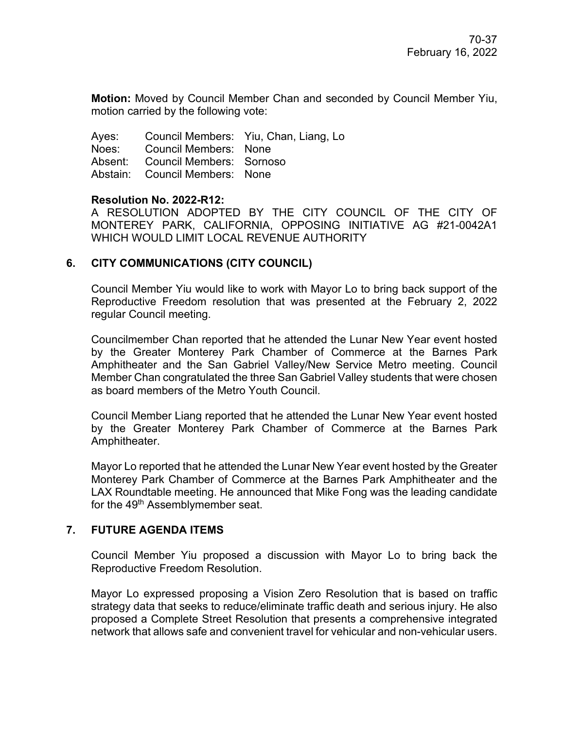**Motion:** Moved by Council Member Chan and seconded by Council Member Yiu, motion carried by the following vote:

| | | |
|---|---|---|
| Ayes: | Council Members: | Yiu, Chan, Liang, Lo |
| Noes: | Council Members: | None |
| Absent: | Council Members: | Sornoso |
| Abstain: | Council Members: | None |

**Resolution No. 2022-R12:**
A RESOLUTION ADOPTED BY THE CITY COUNCIL OF THE CITY OF MONTEREY PARK, CALIFORNIA, OPPOSING INITIATIVE AG #21-0042A1 WHICH WOULD LIMIT LOCAL REVENUE AUTHORITY

## 6. CITY COMMUNICATIONS (CITY COUNCIL)

Council Member Yiu would like to work with Mayor Lo to bring back support of the Reproductive Freedom resolution that was presented at the February 2, 2022 regular Council meeting.

Councilmember Chan reported that he attended the Lunar New Year event hosted by the Greater Monterey Park Chamber of Commerce at the Barnes Park Amphitheater and the San Gabriel Valley/New Service Metro meeting. Council Member Chan congratulated the three San Gabriel Valley students that were chosen as board members of the Metro Youth Council.

Council Member Liang reported that he attended the Lunar New Year event hosted by the Greater Monterey Park Chamber of Commerce at the Barnes Park Amphitheater.

Mayor Lo reported that he attended the Lunar New Year event hosted by the Greater Monterey Park Chamber of Commerce at the Barnes Park Amphitheater and the LAX Roundtable meeting. He announced that Mike Fong was the leading candidate for the 49th Assemblymember seat.

## 7. FUTURE AGENDA ITEMS

Council Member Yiu proposed a discussion with Mayor Lo to bring back the Reproductive Freedom Resolution.

Mayor Lo expressed proposing a Vision Zero Resolution that is based on traffic strategy data that seeks to reduce/eliminate traffic death and serious injury. He also proposed a Complete Street Resolution that presents a comprehensive integrated network that allows safe and convenient travel for vehicular and non-vehicular users.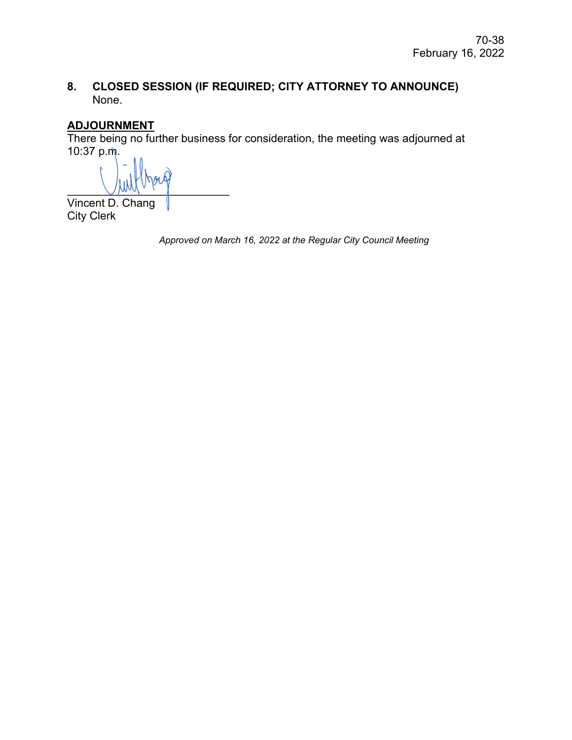## 8. CLOSED SESSION (IF REQUIRED; CITY ATTORNEY TO ANNOUNCE)

None.

## ADJOURNMENT

There being no further business for consideration, the meeting was adjourned at 10:37 p.m.

\_\_\_\_\_\_\_\_\_\_\_\_\_\_\_\_\_\_\_\_\_\_\_\_\_\_\_\_\_\_

Vincent D. Chang
City Clerk

*Approved on March 16, 2022 at the Regular City Council Meeting*